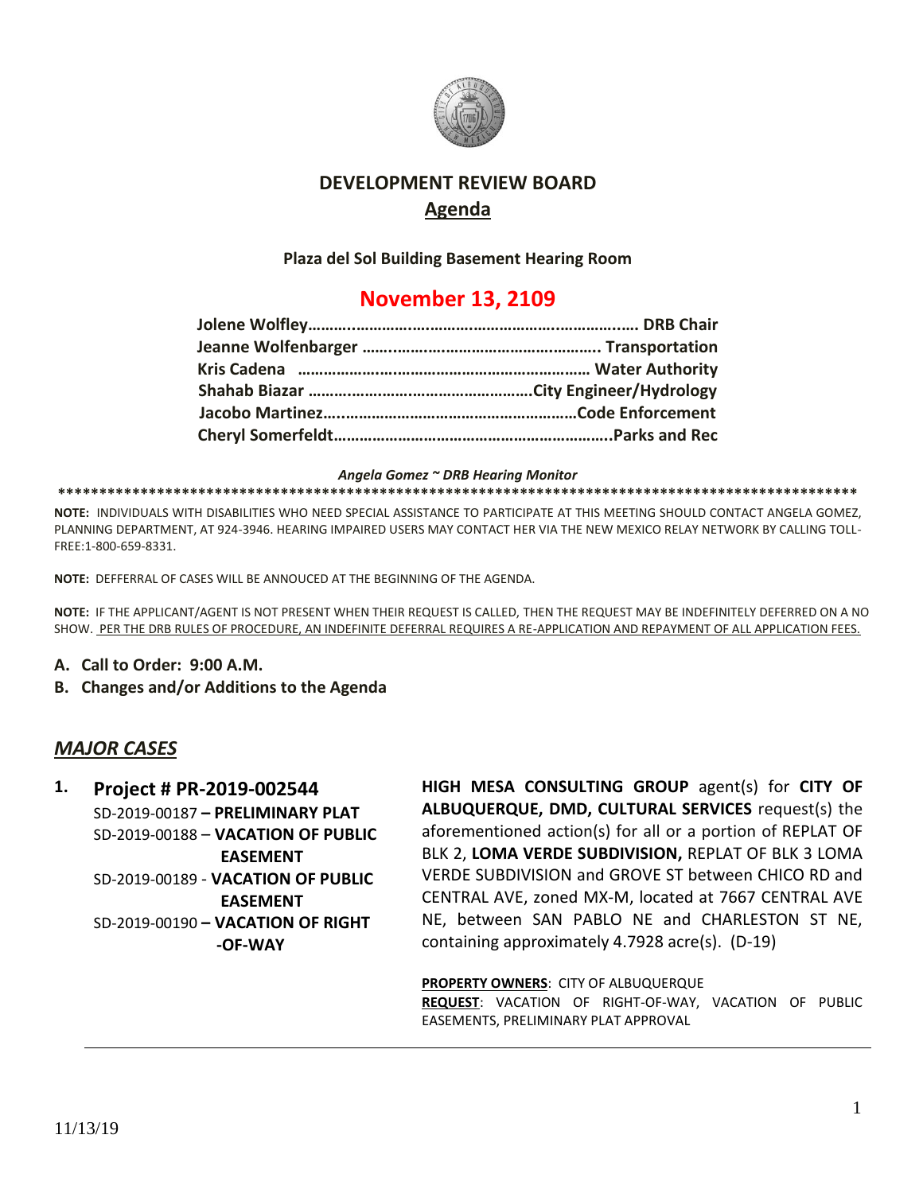# DEVELOPMENT REVIEW BOARD

## Agenda

**Plaza del Sol Building Basement Hearing Room**

## November 13, 2109

**Jolene Wolfley……………………………………………………………. DRB Chair**
**Jeanne Wolfenbarger ……………………………………………. Transportation**
**Kris Cadena ……………………………………………………… Water Authority**
**Shahab Biazar ……………………………………………City Engineer/Hydrology**
**Jacobo Martinez……………………………………………………Code Enforcement**
**Cheryl Somerfeldt……………………………………………………..Parks and Rec**

***Angela Gomez ~ DRB Hearing Monitor***

**************************************************************************************************

**NOTE:** INDIVIDUALS WITH DISABILITIES WHO NEED SPECIAL ASSISTANCE TO PARTICIPATE AT THIS MEETING SHOULD CONTACT ANGELA GOMEZ, PLANNING DEPARTMENT, AT 924-3946. HEARING IMPAIRED USERS MAY CONTACT HER VIA THE NEW MEXICO RELAY NETWORK BY CALLING TOLL-FREE:1-800-659-8331.

**NOTE:** DEFFERRAL OF CASES WILL BE ANNOUCED AT THE BEGINNING OF THE AGENDA.

**NOTE:** IF THE APPLICANT/AGENT IS NOT PRESENT WHEN THEIR REQUEST IS CALLED, THEN THE REQUEST MAY BE INDEFINITELY DEFERRED ON A NO SHOW. PER THE DRB RULES OF PROCEDURE, AN INDEFINITE DEFERRAL REQUIRES A RE-APPLICATION AND REPAYMENT OF ALL APPLICATION FEES.

**A. Call to Order: 9:00 A.M.**

**B. Changes and/or Additions to the Agenda**

## *MAJOR CASES*

**1. Project # PR-2019-002544**

SD-2019-00187 **– PRELIMINARY PLAT**
SD-2019-00188 – **VACATION OF PUBLIC EASEMENT**
SD-2019-00189 - **VACATION OF PUBLIC EASEMENT**
SD-2019-00190 **– VACATION OF RIGHT-OF-WAY**

**HIGH MESA CONSULTING GROUP** agent(s) for **CITY OF ALBUQUERQUE, DMD, CULTURAL SERVICES** request(s) the aforementioned action(s) for all or a portion of REPLAT OF BLK 2, **LOMA VERDE SUBDIVISION,** REPLAT OF BLK 3 LOMA VERDE SUBDIVISION and GROVE ST between CHICO RD and CENTRAL AVE, zoned MX-M, located at 7667 CENTRAL AVE NE, between SAN PABLO NE and CHARLESTON ST NE, containing approximately 4.7928 acre(s). (D-19)

**PROPERTY OWNERS**: CITY OF ALBUQUERQUE
**REQUEST**: VACATION OF RIGHT-OF-WAY, VACATION OF PUBLIC EASEMENTS, PRELIMINARY PLAT APPROVAL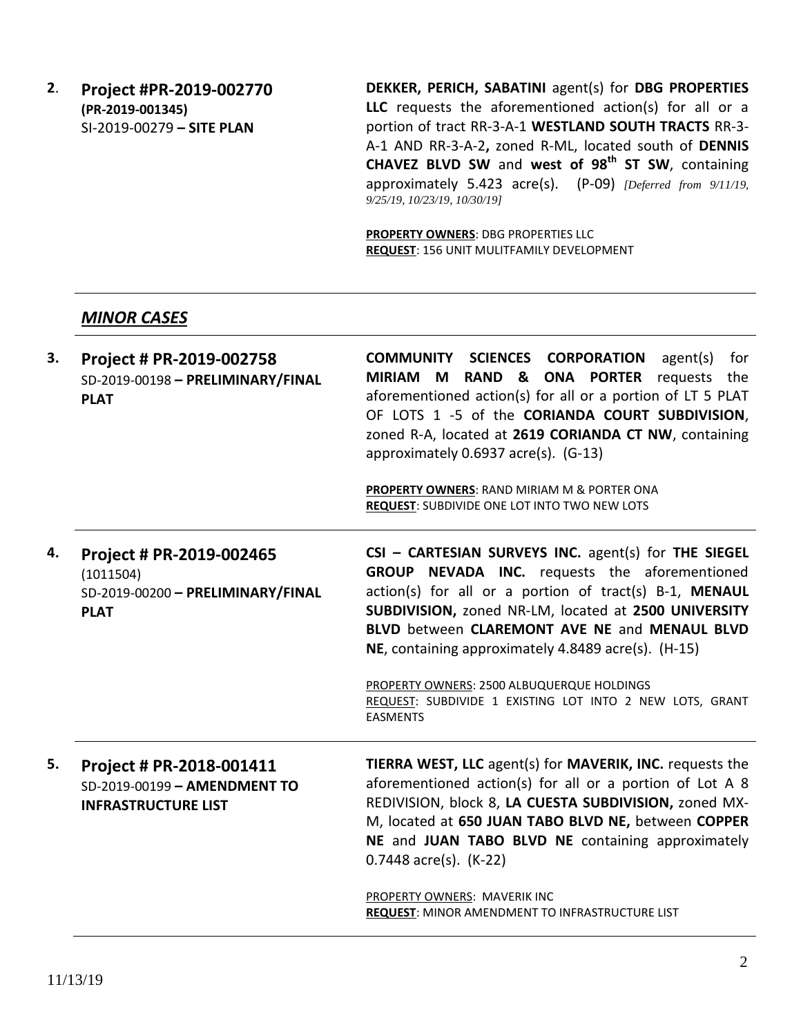**2**. **Project #PR-2019-002770**
**(PR-2019-001345)**
SI-2019-00279 **– SITE PLAN**

**DEKKER, PERICH, SABATINI** agent(s) for **DBG PROPERTIES LLC** requests the aforementioned action(s) for all or a portion of tract RR-3-A-1 **WESTLAND SOUTH TRACTS** RR-3-A-1 AND RR-3-A-2**,** zoned R-ML, located south of **DENNIS CHAVEZ BLVD SW** and **west of 98th ST SW**, containing approximately 5.423 acre(s). (P-09) *[Deferred from 9/11/19, 9/25/19, 10/23/19, 10/30/19]*

**PROPERTY OWNERS**: DBG PROPERTIES LLC
**REQUEST**: 156 UNIT MULITFAMILY DEVELOPMENT

## *MINOR CASES*

**3. Project # PR-2019-002758**
SD-2019-00198 **– PRELIMINARY/FINAL PLAT**

**COMMUNITY SCIENCES CORPORATION** agent(s) for **MIRIAM M RAND & ONA PORTER** requests the aforementioned action(s) for all or a portion of LT 5 PLAT OF LOTS 1 -5 of the **CORIANDA COURT SUBDIVISION**, zoned R-A, located at **2619 CORIANDA CT NW**, containing approximately 0.6937 acre(s). (G-13)

**PROPERTY OWNERS**: RAND MIRIAM M & PORTER ONA
**REQUEST**: SUBDIVIDE ONE LOT INTO TWO NEW LOTS

**4. Project # PR-2019-002465**
(1011504)
SD-2019-00200 **– PRELIMINARY/FINAL PLAT**

**CSI – CARTESIAN SURVEYS INC.** agent(s) for **THE SIEGEL GROUP NEVADA INC.** requests the aforementioned action(s) for all or a portion of tract(s) B-1, **MENAUL SUBDIVISION,** zoned NR-LM, located at **2500 UNIVERSITY BLVD** between **CLAREMONT AVE NE** and **MENAUL BLVD NE**, containing approximately 4.8489 acre(s). (H-15)

PROPERTY OWNERS: 2500 ALBUQUERQUE HOLDINGS
REQUEST: SUBDIVIDE 1 EXISTING LOT INTO 2 NEW LOTS, GRANT EASMENTS

**5. Project # PR-2018-001411**
SD-2019-00199 **– AMENDMENT TO INFRASTRUCTURE LIST**

**TIERRA WEST, LLC** agent(s) for **MAVERIK, INC.** requests the aforementioned action(s) for all or a portion of Lot A 8 REDIVISION, block 8, **LA CUESTA SUBDIVISION,** zoned MX-M, located at **650 JUAN TABO BLVD NE,** between **COPPER NE** and **JUAN TABO BLVD NE** containing approximately 0.7448 acre(s). (K-22)

PROPERTY OWNERS: MAVERIK INC
**REQUEST**: MINOR AMENDMENT TO INFRASTRUCTURE LIST

11/13/19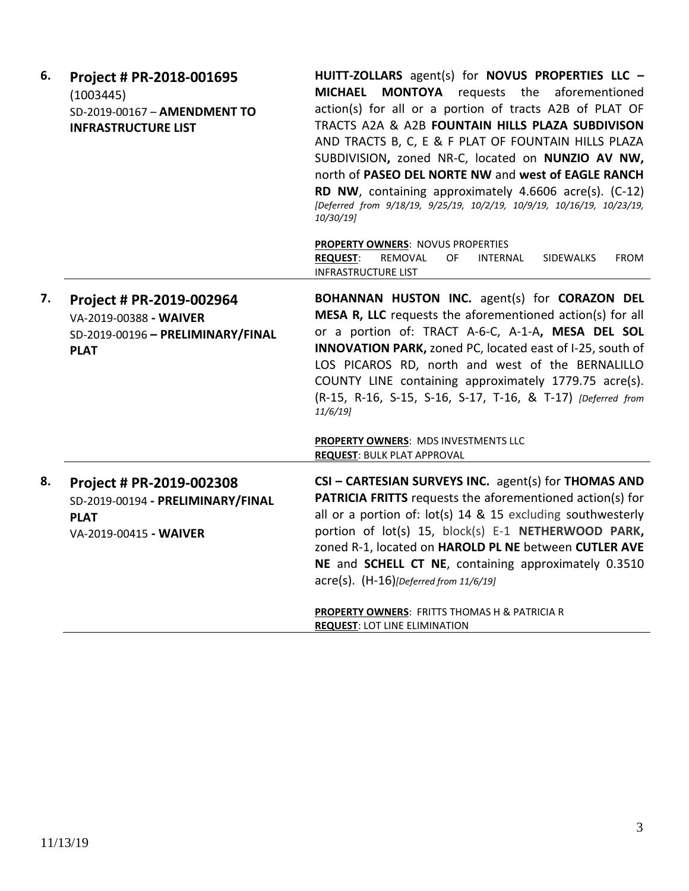| | | |
|---|---|---|
| **6.** | **Project # PR-2018-001695**<br>(1003445)<br>SD-2019-00167 – **AMENDMENT TO INFRASTRUCTURE LIST** | **HUITT-ZOLLARS** agent(s) for **NOVUS PROPERTIES LLC – MICHAEL MONTOYA** requests the aforementioned action(s) for all or a portion of tracts A2B of PLAT OF TRACTS A2A & A2B **FOUNTAIN HILLS PLAZA SUBDIVISON** AND TRACTS B, C, E & F PLAT OF FOUNTAIN HILLS PLAZA SUBDIVISION**,** zoned NR-C, located on **NUNZIO AV NW,** north of **PASEO DEL NORTE NW** and **west of EAGLE RANCH RD NW**, containing approximately 4.6606 acre(s). (C-12) *[Deferred from 9/18/19, 9/25/19, 10/2/19, 10/9/19, 10/16/19, 10/23/19, 10/30/19]*<br><br>**PROPERTY OWNERS**: NOVUS PROPERTIES<br>**REQUEST**: REMOVAL OF INTERNAL SIDEWALKS FROM INFRASTRUCTURE LIST |
| **7.** | **Project # PR-2019-002964**<br>VA-2019-00388 **- WAIVER**<br>SD-2019-00196 **– PRELIMINARY/FINAL PLAT** | **BOHANNAN HUSTON INC.** agent(s) for **CORAZON DEL MESA R, LLC** requests the aforementioned action(s) for all or a portion of: TRACT A-6-C, A-1-A**, MESA DEL SOL INNOVATION PARK,** zoned PC, located east of I-25, south of LOS PICAROS RD, north and west of the BERNALILLO COUNTY LINE containing approximately 1779.75 acre(s). (R-15, R-16, S-15, S-16, S-17, T-16, & T-17) *[Deferred from 11/6/19]*<br><br>**PROPERTY OWNERS**: MDS INVESTMENTS LLC<br>**REQUEST**: BULK PLAT APPROVAL |
| **8.** | **Project # PR-2019-002308**<br>SD-2019-00194 **- PRELIMINARY/FINAL PLAT**<br>VA-2019-00415 **- WAIVER** | **CSI – CARTESIAN SURVEYS INC.** agent(s) for **THOMAS AND PATRICIA FRITTS** requests the aforementioned action(s) for all or a portion of: lot(s) 14 & 15 excluding southwesterly portion of lot(s) 15, block(s) E-1 **NETHERWOOD PARK,** zoned R-1, located on **HAROLD PL NE** between **CUTLER AVE NE** and **SCHELL CT NE**, containing approximately 0.3510 acre(s). (H-16)*[Deferred from 11/6/19]*<br><br>**PROPERTY OWNERS**: FRITTS THOMAS H & PATRICIA R<br>**REQUEST**: LOT LINE ELIMINATION |

11/13/19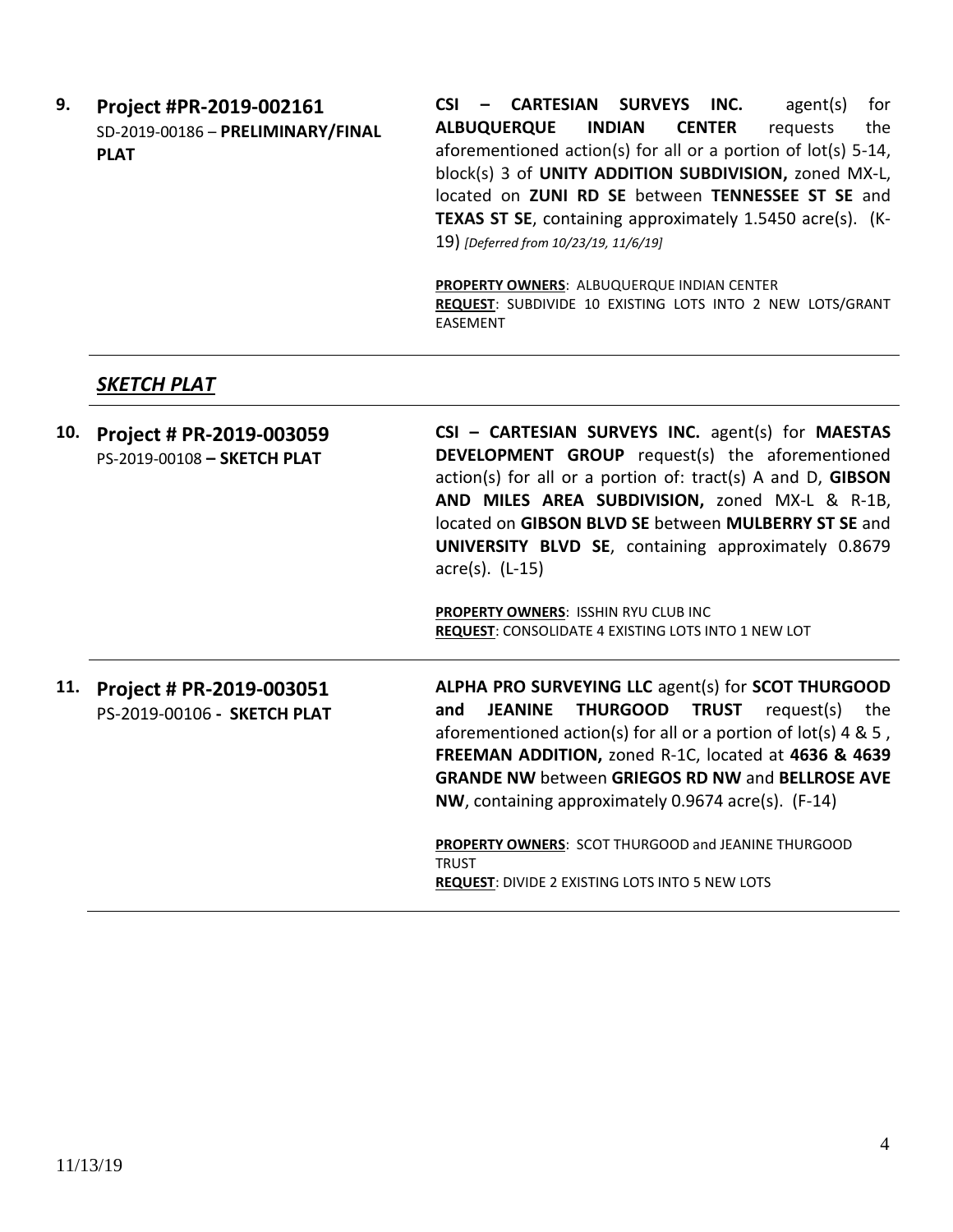| | | |
|---|---|---|
| **9.** | **Project #PR-2019-002161**<br>SD-2019-00186 – **PRELIMINARY/FINAL PLAT** | **CSI – CARTESIAN SURVEYS INC.** agent(s) for **ALBUQUERQUE INDIAN CENTER** requests the aforementioned action(s) for all or a portion of lot(s) 5-14, block(s) 3 of **UNITY ADDITION SUBDIVISION,** zoned MX-L, located on **ZUNI RD SE** between **TENNESSEE ST SE** and **TEXAS ST SE**, containing approximately 1.5450 acre(s). (K-19) *[Deferred from 10/23/19, 11/6/19]*<br><br>**PROPERTY OWNERS**: ALBUQUERQUE INDIAN CENTER<br>**REQUEST**: SUBDIVIDE 10 EXISTING LOTS INTO 2 NEW LOTS/GRANT EASEMENT |

## ***SKETCH PLAT***

| | | |
|---|---|---|
| **10.** | **Project # PR-2019-003059**<br>PS-2019-00108 **– SKETCH PLAT** | **CSI – CARTESIAN SURVEYS INC.** agent(s) for **MAESTAS DEVELOPMENT GROUP** request(s) the aforementioned action(s) for all or a portion of: tract(s) A and D, **GIBSON AND MILES AREA SUBDIVISION,** zoned MX-L & R-1B, located on **GIBSON BLVD SE** between **MULBERRY ST SE** and **UNIVERSITY BLVD SE**, containing approximately 0.8679 acre(s). (L-15)<br><br>**PROPERTY OWNERS**: ISSHIN RYU CLUB INC<br>**REQUEST**: CONSOLIDATE 4 EXISTING LOTS INTO 1 NEW LOT |
| **11.** | **Project # PR-2019-003051**<br>PS-2019-00106 **- SKETCH PLAT** | **ALPHA PRO SURVEYING LLC** agent(s) for **SCOT THURGOOD and JEANINE THURGOOD TRUST** request(s) the aforementioned action(s) for all or a portion of lot(s) 4 & 5 , **FREEMAN ADDITION,** zoned R-1C, located at **4636 & 4639 GRANDE NW** between **GRIEGOS RD NW** and **BELLROSE AVE NW**, containing approximately 0.9674 acre(s). (F-14)<br><br>**PROPERTY OWNERS**: SCOT THURGOOD and JEANINE THURGOOD TRUST<br>**REQUEST**: DIVIDE 2 EXISTING LOTS INTO 5 NEW LOTS |

11/13/19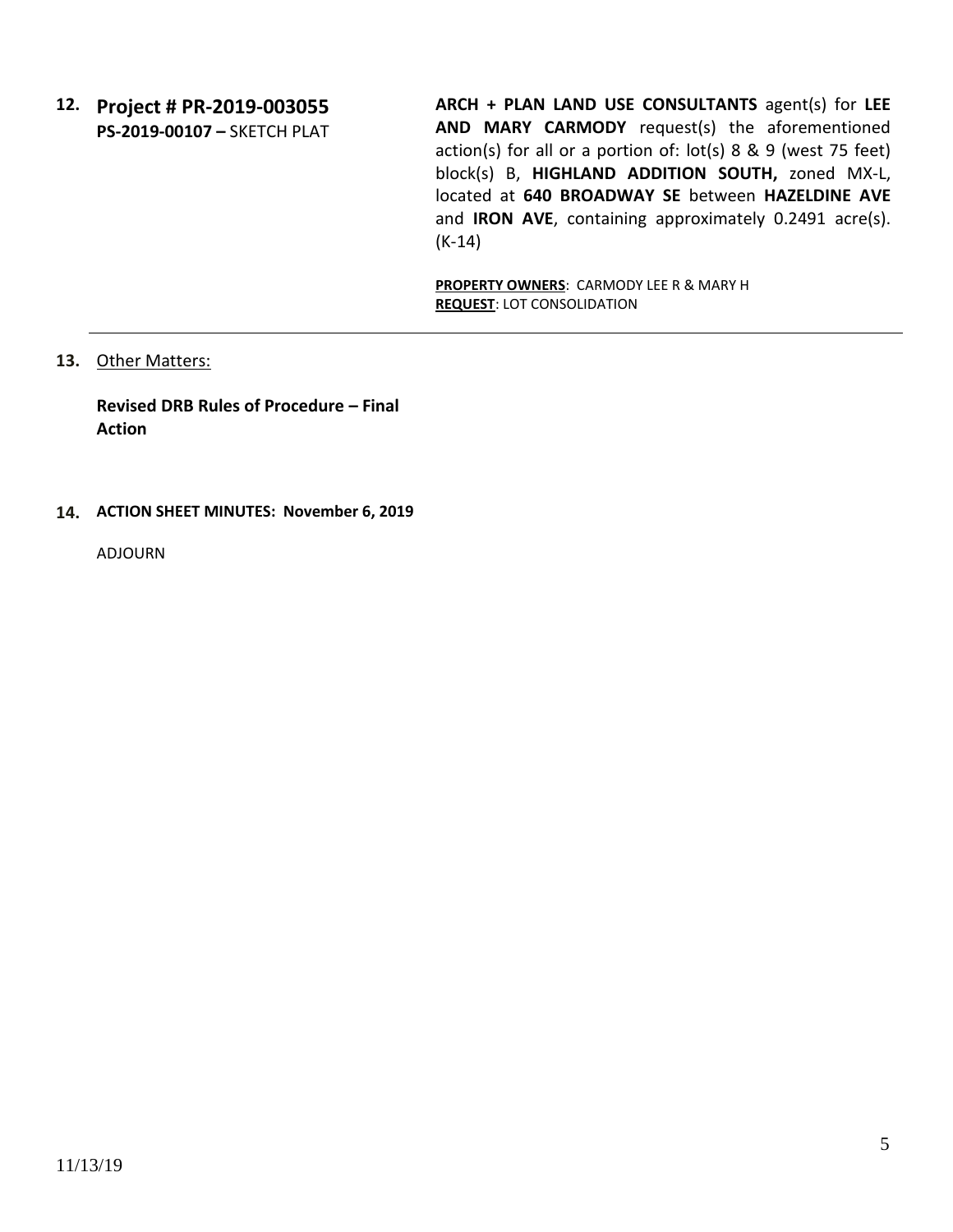**12. Project # PR-2019-003055**
**PS-2019-00107 –** SKETCH PLAT

**ARCH + PLAN LAND USE CONSULTANTS** agent(s) for **LEE AND MARY CARMODY** request(s) the aforementioned action(s) for all or a portion of: lot(s) 8 & 9 (west 75 feet) block(s) B, **HIGHLAND ADDITION SOUTH,** zoned MX-L, located at **640 BROADWAY SE** between **HAZELDINE AVE** and **IRON AVE**, containing approximately 0.2491 acre(s). (K-14)

**PROPERTY OWNERS**: CARMODY LEE R & MARY H
**REQUEST**: LOT CONSOLIDATION

---

**13.** Other Matters:

**Revised DRB Rules of Procedure – Final Action**

**14. ACTION SHEET MINUTES: November 6, 2019**

ADJOURN

11/13/19